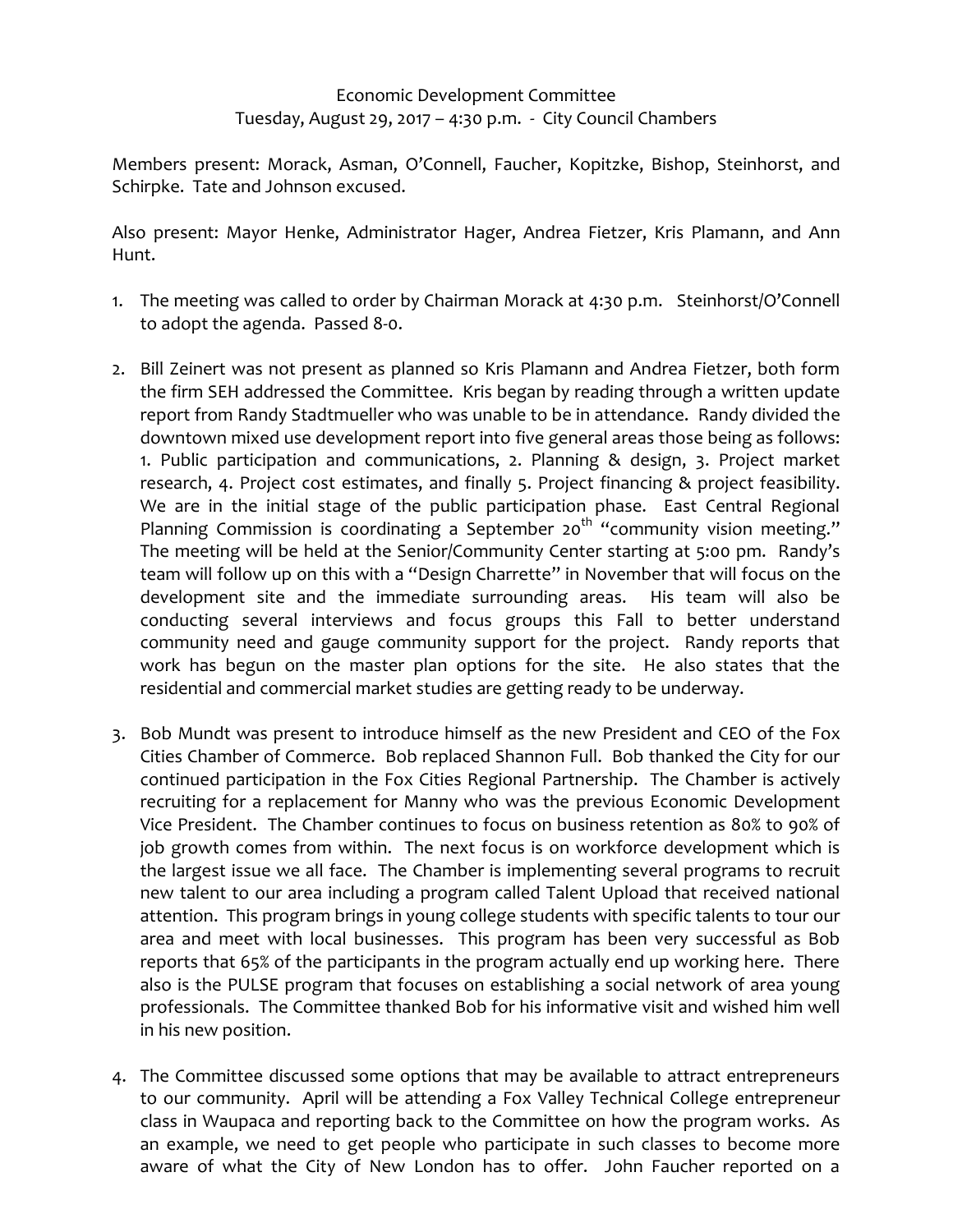Economic Development Committee
Tuesday, August 29, 2017 – 4:30 p.m. - City Council Chambers

Members present: Morack, Asman, O'Connell, Faucher, Kopitzke, Bishop, Steinhorst, and Schirpke. Tate and Johnson excused.

Also present: Mayor Henke, Administrator Hager, Andrea Fietzer, Kris Plamann, and Ann Hunt.

1. The meeting was called to order by Chairman Morack at 4:30 p.m. Steinhorst/O'Connell to adopt the agenda. Passed 8-0.

2. Bill Zeinert was not present as planned so Kris Plamann and Andrea Fietzer, both form the firm SEH addressed the Committee. Kris began by reading through a written update report from Randy Stadtmueller who was unable to be in attendance. Randy divided the downtown mixed use development report into five general areas those being as follows: 1. Public participation and communications, 2. Planning & design, 3. Project market research, 4. Project cost estimates, and finally 5. Project financing & project feasibility. We are in the initial stage of the public participation phase. East Central Regional Planning Commission is coordinating a September 20th "community vision meeting." The meeting will be held at the Senior/Community Center starting at 5:00 pm. Randy's team will follow up on this with a "Design Charrette" in November that will focus on the development site and the immediate surrounding areas. His team will also be conducting several interviews and focus groups this Fall to better understand community need and gauge community support for the project. Randy reports that work has begun on the master plan options for the site. He also states that the residential and commercial market studies are getting ready to be underway.

3. Bob Mundt was present to introduce himself as the new President and CEO of the Fox Cities Chamber of Commerce. Bob replaced Shannon Full. Bob thanked the City for our continued participation in the Fox Cities Regional Partnership. The Chamber is actively recruiting for a replacement for Manny who was the previous Economic Development Vice President. The Chamber continues to focus on business retention as 80% to 90% of job growth comes from within. The next focus is on workforce development which is the largest issue we all face. The Chamber is implementing several programs to recruit new talent to our area including a program called Talent Upload that received national attention. This program brings in young college students with specific talents to tour our area and meet with local businesses. This program has been very successful as Bob reports that 65% of the participants in the program actually end up working here. There also is the PULSE program that focuses on establishing a social network of area young professionals. The Committee thanked Bob for his informative visit and wished him well in his new position.

4. The Committee discussed some options that may be available to attract entrepreneurs to our community. April will be attending a Fox Valley Technical College entrepreneur class in Waupaca and reporting back to the Committee on how the program works. As an example, we need to get people who participate in such classes to become more aware of what the City of New London has to offer. John Faucher reported on a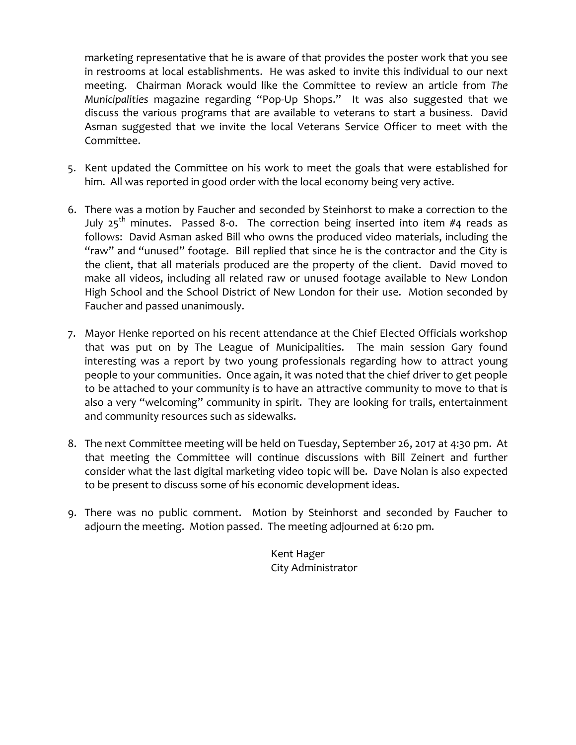marketing representative that he is aware of that provides the poster work that you see in restrooms at local establishments. He was asked to invite this individual to our next meeting. Chairman Morack would like the Committee to review an article from *The Municipalities* magazine regarding "Pop-Up Shops." It was also suggested that we discuss the various programs that are available to veterans to start a business. David Asman suggested that we invite the local Veterans Service Officer to meet with the Committee.

5. Kent updated the Committee on his work to meet the goals that were established for him. All was reported in good order with the local economy being very active.

6. There was a motion by Faucher and seconded by Steinhorst to make a correction to the July 25th minutes. Passed 8-0. The correction being inserted into item #4 reads as follows: David Asman asked Bill who owns the produced video materials, including the "raw" and "unused" footage. Bill replied that since he is the contractor and the City is the client, that all materials produced are the property of the client. David moved to make all videos, including all related raw or unused footage available to New London High School and the School District of New London for their use. Motion seconded by Faucher and passed unanimously.

7. Mayor Henke reported on his recent attendance at the Chief Elected Officials workshop that was put on by The League of Municipalities. The main session Gary found interesting was a report by two young professionals regarding how to attract young people to your communities. Once again, it was noted that the chief driver to get people to be attached to your community is to have an attractive community to move to that is also a very "welcoming" community in spirit. They are looking for trails, entertainment and community resources such as sidewalks.

8. The next Committee meeting will be held on Tuesday, September 26, 2017 at 4:30 pm. At that meeting the Committee will continue discussions with Bill Zeinert and further consider what the last digital marketing video topic will be. Dave Nolan is also expected to be present to discuss some of his economic development ideas.

9. There was no public comment. Motion by Steinhorst and seconded by Faucher to adjourn the meeting. Motion passed. The meeting adjourned at 6:20 pm.

Kent Hager
City Administrator